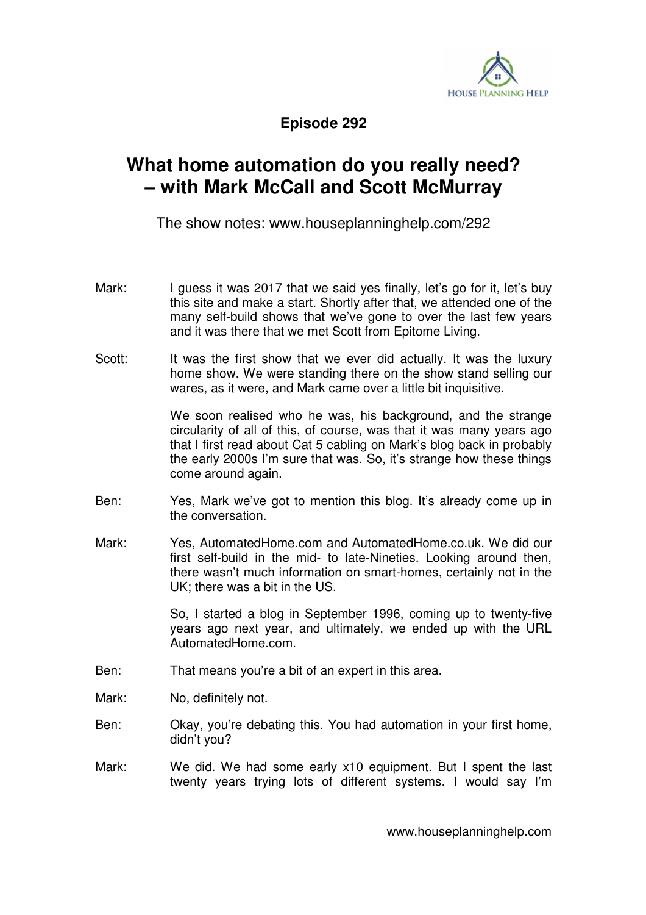**Episode 292**

# What home automation do you really need? – with Mark McCall and Scott McMurray

The show notes: www.houseplanninghelp.com/292

Mark: I guess it was 2017 that we said yes finally, let's go for it, let's buy this site and make a start. Shortly after that, we attended one of the many self-build shows that we've gone to over the last few years and it was there that we met Scott from Epitome Living.

Scott: It was the first show that we ever did actually. It was the luxury home show. We were standing there on the show stand selling our wares, as it were, and Mark came over a little bit inquisitive.

We soon realised who he was, his background, and the strange circularity of all of this, of course, was that it was many years ago that I first read about Cat 5 cabling on Mark's blog back in probably the early 2000s I'm sure that was. So, it's strange how these things come around again.

Ben: Yes, Mark we've got to mention this blog. It's already come up in the conversation.

Mark: Yes, AutomatedHome.com and AutomatedHome.co.uk. We did our first self-build in the mid- to late-Nineties. Looking around then, there wasn't much information on smart-homes, certainly not in the UK; there was a bit in the US.

So, I started a blog in September 1996, coming up to twenty-five years ago next year, and ultimately, we ended up with the URL AutomatedHome.com.

Ben: That means you're a bit of an expert in this area.

Mark: No, definitely not.

Ben: Okay, you're debating this. You had automation in your first home, didn't you?

Mark: We did. We had some early x10 equipment. But I spent the last twenty years trying lots of different systems. I would say I'm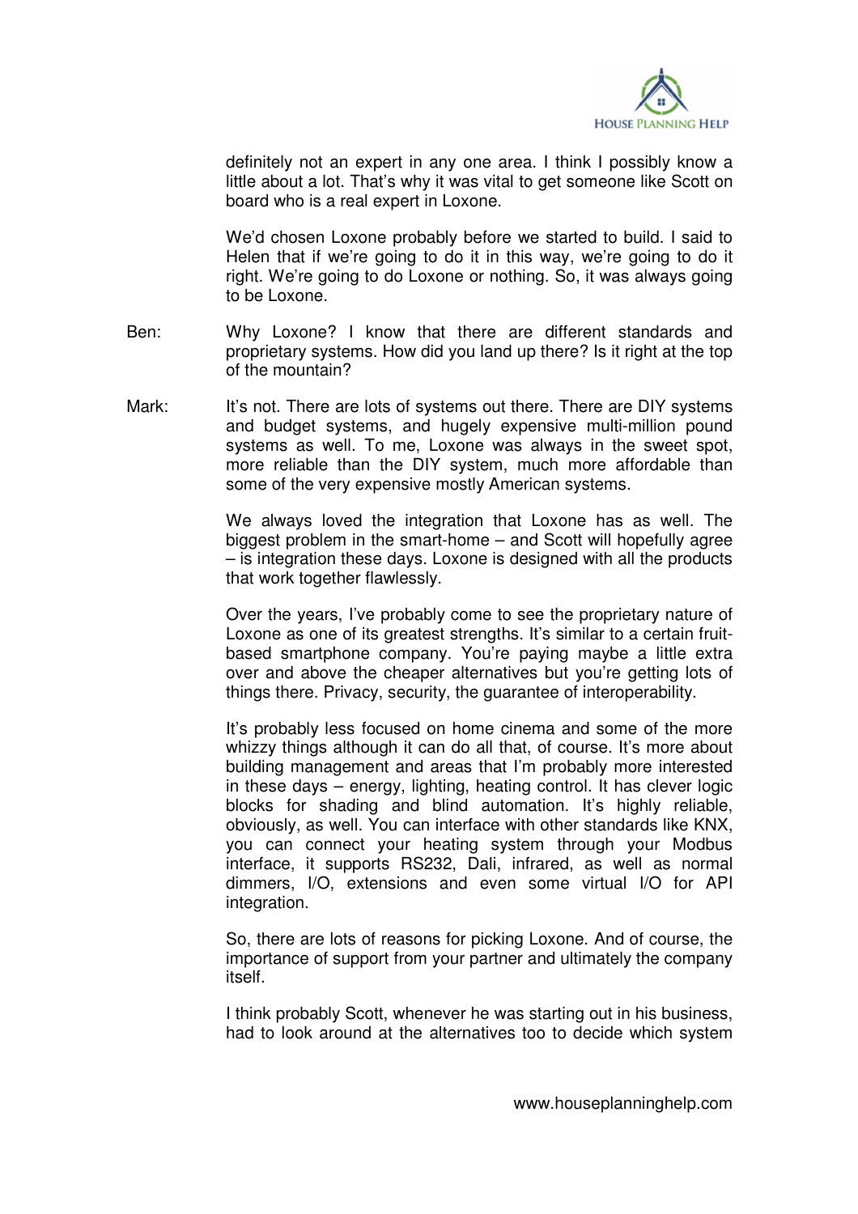definitely not an expert in any one area. I think I possibly know a little about a lot. That's why it was vital to get someone like Scott on board who is a real expert in Loxone.

We'd chosen Loxone probably before we started to build. I said to Helen that if we're going to do it in this way, we're going to do it right. We're going to do Loxone or nothing. So, it was always going to be Loxone.

Ben: Why Loxone? I know that there are different standards and proprietary systems. How did you land up there? Is it right at the top of the mountain?

Mark: It's not. There are lots of systems out there. There are DIY systems and budget systems, and hugely expensive multi-million pound systems as well. To me, Loxone was always in the sweet spot, more reliable than the DIY system, much more affordable than some of the very expensive mostly American systems.

We always loved the integration that Loxone has as well. The biggest problem in the smart-home – and Scott will hopefully agree – is integration these days. Loxone is designed with all the products that work together flawlessly.

Over the years, I've probably come to see the proprietary nature of Loxone as one of its greatest strengths. It's similar to a certain fruit-based smartphone company. You're paying maybe a little extra over and above the cheaper alternatives but you're getting lots of things there. Privacy, security, the guarantee of interoperability.

It's probably less focused on home cinema and some of the more whizzy things although it can do all that, of course. It's more about building management and areas that I'm probably more interested in these days – energy, lighting, heating control. It has clever logic blocks for shading and blind automation. It's highly reliable, obviously, as well. You can interface with other standards like KNX, you can connect your heating system through your Modbus interface, it supports RS232, Dali, infrared, as well as normal dimmers, I/O, extensions and even some virtual I/O for API integration.

So, there are lots of reasons for picking Loxone. And of course, the importance of support from your partner and ultimately the company itself.

I think probably Scott, whenever he was starting out in his business, had to look around at the alternatives too to decide which system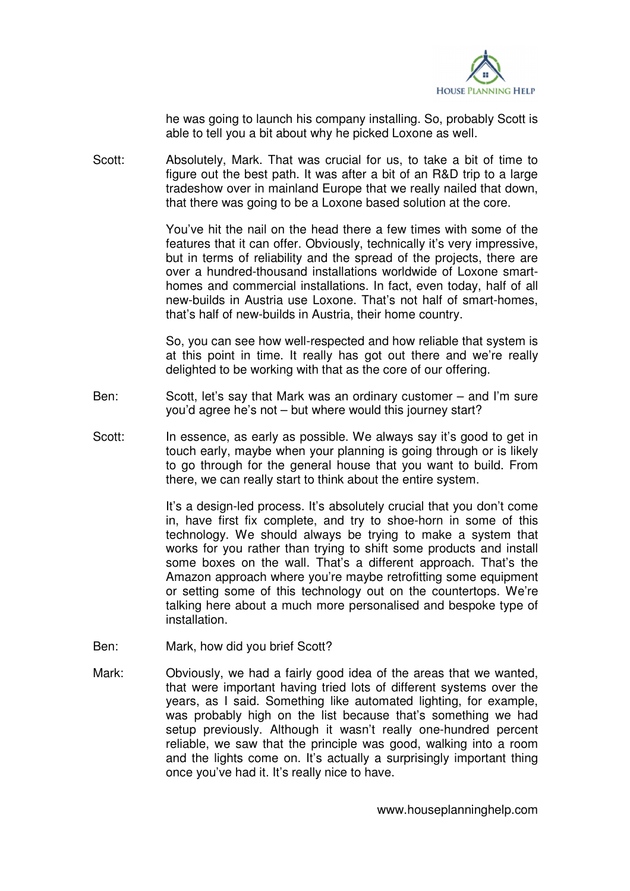he was going to launch his company installing. So, probably Scott is able to tell you a bit about why he picked Loxone as well.

Scott: Absolutely, Mark. That was crucial for us, to take a bit of time to figure out the best path. It was after a bit of an R&D trip to a large tradeshow over in mainland Europe that we really nailed that down, that there was going to be a Loxone based solution at the core.

You've hit the nail on the head there a few times with some of the features that it can offer. Obviously, technically it's very impressive, but in terms of reliability and the spread of the projects, there are over a hundred-thousand installations worldwide of Loxone smart-homes and commercial installations. In fact, even today, half of all new-builds in Austria use Loxone. That's not half of smart-homes, that's half of new-builds in Austria, their home country.

So, you can see how well-respected and how reliable that system is at this point in time. It really has got out there and we're really delighted to be working with that as the core of our offering.

Ben: Scott, let's say that Mark was an ordinary customer – and I'm sure you'd agree he's not – but where would this journey start?

Scott: In essence, as early as possible. We always say it's good to get in touch early, maybe when your planning is going through or is likely to go through for the general house that you want to build. From there, we can really start to think about the entire system.

It's a design-led process. It's absolutely crucial that you don't come in, have first fix complete, and try to shoe-horn in some of this technology. We should always be trying to make a system that works for you rather than trying to shift some products and install some boxes on the wall. That's a different approach. That's the Amazon approach where you're maybe retrofitting some equipment or setting some of this technology out on the countertops. We're talking here about a much more personalised and bespoke type of installation.

Ben: Mark, how did you brief Scott?

Mark: Obviously, we had a fairly good idea of the areas that we wanted, that were important having tried lots of different systems over the years, as I said. Something like automated lighting, for example, was probably high on the list because that's something we had setup previously. Although it wasn't really one-hundred percent reliable, we saw that the principle was good, walking into a room and the lights come on. It's actually a surprisingly important thing once you've had it. It's really nice to have.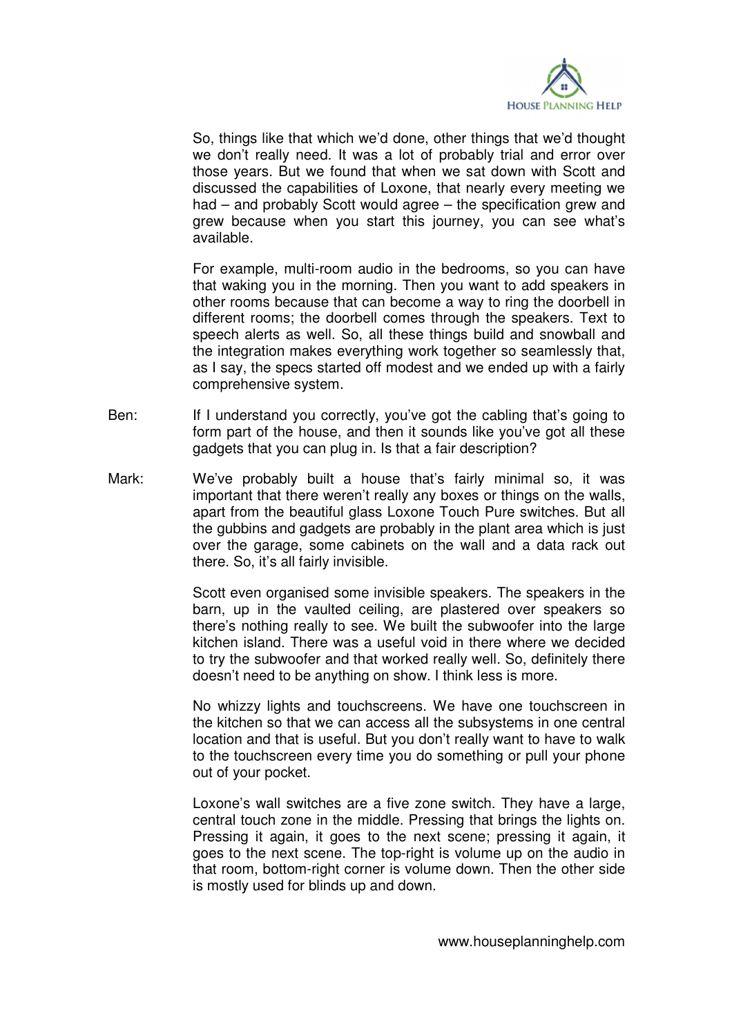So, things like that which we'd done, other things that we'd thought we don't really need. It was a lot of probably trial and error over those years. But we found that when we sat down with Scott and discussed the capabilities of Loxone, that nearly every meeting we had – and probably Scott would agree – the specification grew and grew because when you start this journey, you can see what's available.

For example, multi-room audio in the bedrooms, so you can have that waking you in the morning. Then you want to add speakers in other rooms because that can become a way to ring the doorbell in different rooms; the doorbell comes through the speakers. Text to speech alerts as well. So, all these things build and snowball and the integration makes everything work together so seamlessly that, as I say, the specs started off modest and we ended up with a fairly comprehensive system.

Ben: If I understand you correctly, you've got the cabling that's going to form part of the house, and then it sounds like you've got all these gadgets that you can plug in. Is that a fair description?

Mark: We've probably built a house that's fairly minimal so, it was important that there weren't really any boxes or things on the walls, apart from the beautiful glass Loxone Touch Pure switches. But all the gubbins and gadgets are probably in the plant area which is just over the garage, some cabinets on the wall and a data rack out there. So, it's all fairly invisible.

Scott even organised some invisible speakers. The speakers in the barn, up in the vaulted ceiling, are plastered over speakers so there's nothing really to see. We built the subwoofer into the large kitchen island. There was a useful void in there where we decided to try the subwoofer and that worked really well. So, definitely there doesn't need to be anything on show. I think less is more.

No whizzy lights and touchscreens. We have one touchscreen in the kitchen so that we can access all the subsystems in one central location and that is useful. But you don't really want to have to walk to the touchscreen every time you do something or pull your phone out of your pocket.

Loxone's wall switches are a five zone switch. They have a large, central touch zone in the middle. Pressing that brings the lights on. Pressing it again, it goes to the next scene; pressing it again, it goes to the next scene. The top-right is volume up on the audio in that room, bottom-right corner is volume down. Then the other side is mostly used for blinds up and down.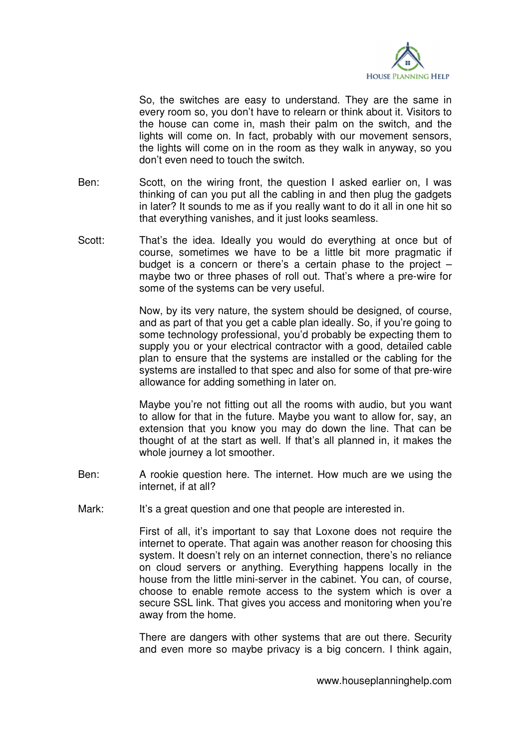So, the switches are easy to understand. They are the same in every room so, you don't have to relearn or think about it. Visitors to the house can come in, mash their palm on the switch, and the lights will come on. In fact, probably with our movement sensors, the lights will come on in the room as they walk in anyway, so you don't even need to touch the switch.

Ben: Scott, on the wiring front, the question I asked earlier on, I was thinking of can you put all the cabling in and then plug the gadgets in later? It sounds to me as if you really want to do it all in one hit so that everything vanishes, and it just looks seamless.

Scott: That's the idea. Ideally you would do everything at once but of course, sometimes we have to be a little bit more pragmatic if budget is a concern or there's a certain phase to the project – maybe two or three phases of roll out. That's where a pre-wire for some of the systems can be very useful.

Now, by its very nature, the system should be designed, of course, and as part of that you get a cable plan ideally. So, if you're going to some technology professional, you'd probably be expecting them to supply you or your electrical contractor with a good, detailed cable plan to ensure that the systems are installed or the cabling for the systems are installed to that spec and also for some of that pre-wire allowance for adding something in later on.

Maybe you're not fitting out all the rooms with audio, but you want to allow for that in the future. Maybe you want to allow for, say, an extension that you know you may do down the line. That can be thought of at the start as well. If that's all planned in, it makes the whole journey a lot smoother.

Ben: A rookie question here. The internet. How much are we using the internet, if at all?

Mark: It's a great question and one that people are interested in.

First of all, it's important to say that Loxone does not require the internet to operate. That again was another reason for choosing this system. It doesn't rely on an internet connection, there's no reliance on cloud servers or anything. Everything happens locally in the house from the little mini-server in the cabinet. You can, of course, choose to enable remote access to the system which is over a secure SSL link. That gives you access and monitoring when you're away from the home.

There are dangers with other systems that are out there. Security and even more so maybe privacy is a big concern. I think again,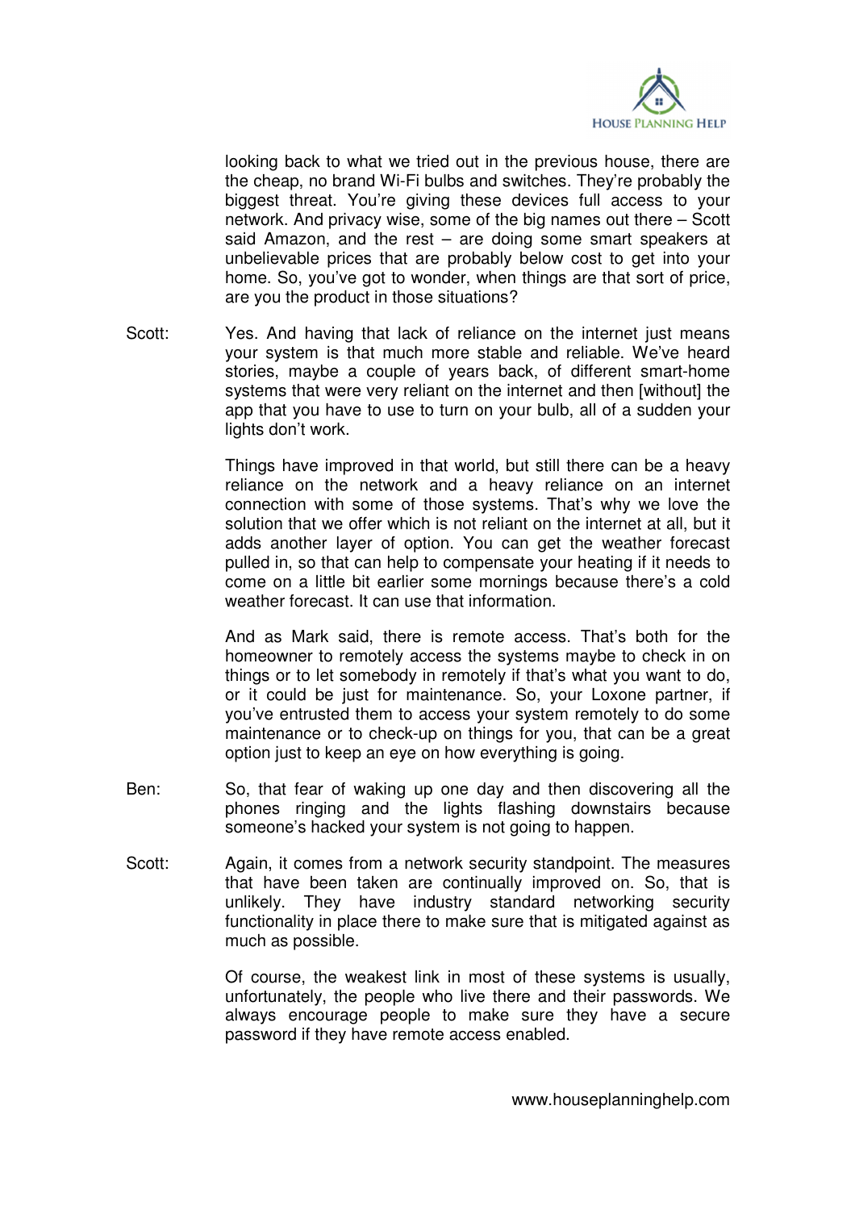looking back to what we tried out in the previous house, there are the cheap, no brand Wi-Fi bulbs and switches. They're probably the biggest threat. You're giving these devices full access to your network. And privacy wise, some of the big names out there – Scott said Amazon, and the rest – are doing some smart speakers at unbelievable prices that are probably below cost to get into your home. So, you've got to wonder, when things are that sort of price, are you the product in those situations?

Scott: Yes. And having that lack of reliance on the internet just means your system is that much more stable and reliable. We've heard stories, maybe a couple of years back, of different smart-home systems that were very reliant on the internet and then [without] the app that you have to use to turn on your bulb, all of a sudden your lights don't work.

Things have improved in that world, but still there can be a heavy reliance on the network and a heavy reliance on an internet connection with some of those systems. That's why we love the solution that we offer which is not reliant on the internet at all, but it adds another layer of option. You can get the weather forecast pulled in, so that can help to compensate your heating if it needs to come on a little bit earlier some mornings because there's a cold weather forecast. It can use that information.

And as Mark said, there is remote access. That's both for the homeowner to remotely access the systems maybe to check in on things or to let somebody in remotely if that's what you want to do, or it could be just for maintenance. So, your Loxone partner, if you've entrusted them to access your system remotely to do some maintenance or to check-up on things for you, that can be a great option just to keep an eye on how everything is going.

Ben: So, that fear of waking up one day and then discovering all the phones ringing and the lights flashing downstairs because someone's hacked your system is not going to happen.

Scott: Again, it comes from a network security standpoint. The measures that have been taken are continually improved on. So, that is unlikely. They have industry standard networking security functionality in place there to make sure that is mitigated against as much as possible.

Of course, the weakest link in most of these systems is usually, unfortunately, the people who live there and their passwords. We always encourage people to make sure they have a secure password if they have remote access enabled.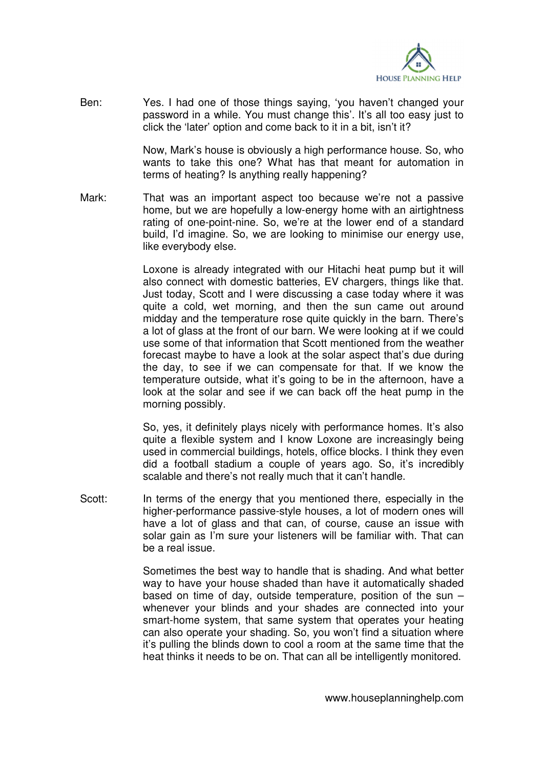Ben: Yes. I had one of those things saying, 'you haven't changed your password in a while. You must change this'. It's all too easy just to click the 'later' option and come back to it in a bit, isn't it?

Now, Mark's house is obviously a high performance house. So, who wants to take this one? What has that meant for automation in terms of heating? Is anything really happening?

Mark: That was an important aspect too because we're not a passive home, but we are hopefully a low-energy home with an airtightness rating of one-point-nine. So, we're at the lower end of a standard build, I'd imagine. So, we are looking to minimise our energy use, like everybody else.

Loxone is already integrated with our Hitachi heat pump but it will also connect with domestic batteries, EV chargers, things like that. Just today, Scott and I were discussing a case today where it was quite a cold, wet morning, and then the sun came out around midday and the temperature rose quite quickly in the barn. There's a lot of glass at the front of our barn. We were looking at if we could use some of that information that Scott mentioned from the weather forecast maybe to have a look at the solar aspect that's due during the day, to see if we can compensate for that. If we know the temperature outside, what it's going to be in the afternoon, have a look at the solar and see if we can back off the heat pump in the morning possibly.

So, yes, it definitely plays nicely with performance homes. It's also quite a flexible system and I know Loxone are increasingly being used in commercial buildings, hotels, office blocks. I think they even did a football stadium a couple of years ago. So, it's incredibly scalable and there's not really much that it can't handle.

Scott: In terms of the energy that you mentioned there, especially in the higher-performance passive-style houses, a lot of modern ones will have a lot of glass and that can, of course, cause an issue with solar gain as I'm sure your listeners will be familiar with. That can be a real issue.

Sometimes the best way to handle that is shading. And what better way to have your house shaded than have it automatically shaded based on time of day, outside temperature, position of the sun – whenever your blinds and your shades are connected into your smart-home system, that same system that operates your heating can also operate your shading. So, you won't find a situation where it's pulling the blinds down to cool a room at the same time that the heat thinks it needs to be on. That can all be intelligently monitored.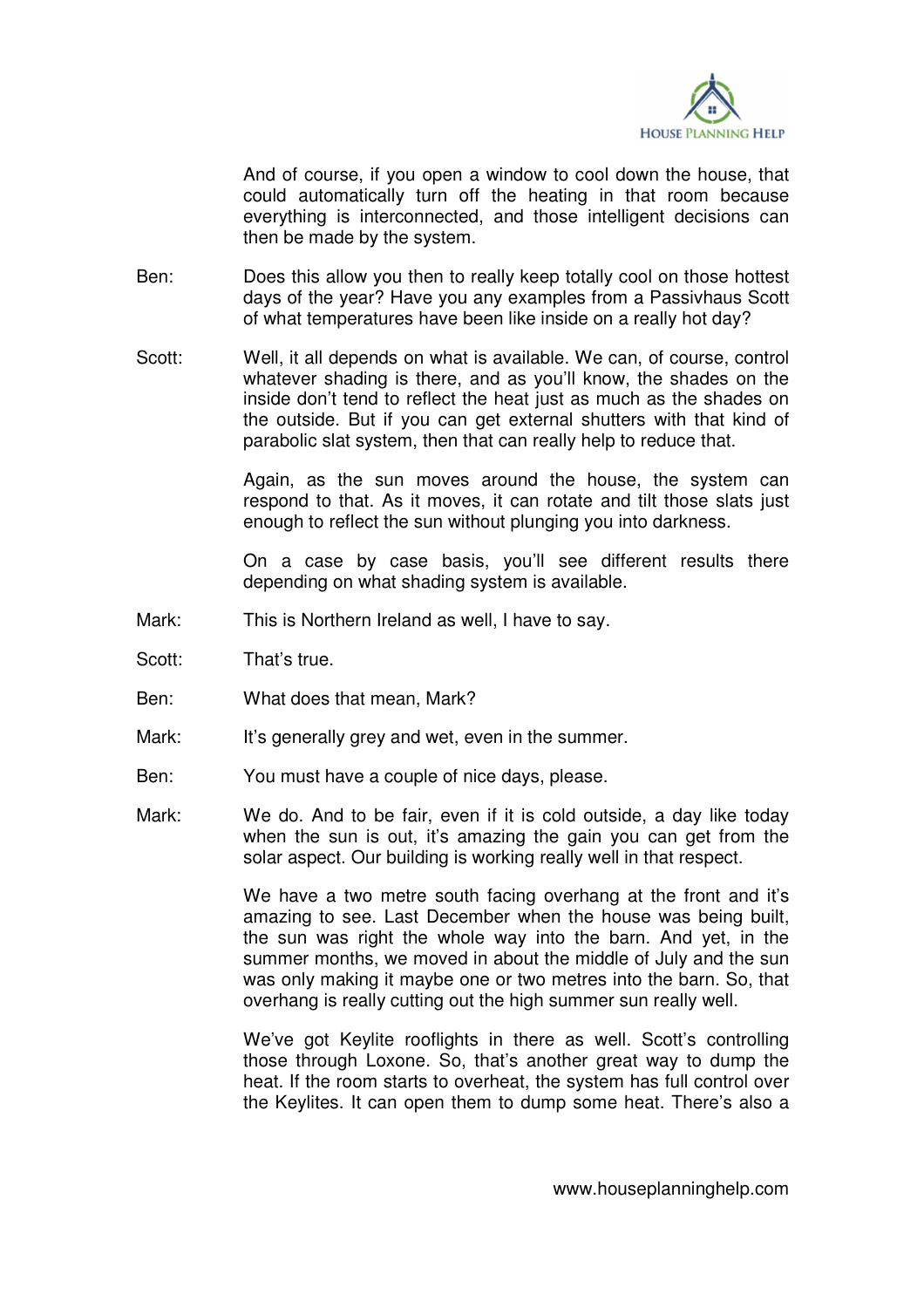And of course, if you open a window to cool down the house, that could automatically turn off the heating in that room because everything is interconnected, and those intelligent decisions can then be made by the system.

Ben: Does this allow you then to really keep totally cool on those hottest days of the year? Have you any examples from a Passivhaus Scott of what temperatures have been like inside on a really hot day?

Scott: Well, it all depends on what is available. We can, of course, control whatever shading is there, and as you'll know, the shades on the inside don't tend to reflect the heat just as much as the shades on the outside. But if you can get external shutters with that kind of parabolic slat system, then that can really help to reduce that.

Again, as the sun moves around the house, the system can respond to that. As it moves, it can rotate and tilt those slats just enough to reflect the sun without plunging you into darkness.

On a case by case basis, you'll see different results there depending on what shading system is available.

Mark: This is Northern Ireland as well, I have to say.

Scott: That's true.

Ben: What does that mean, Mark?

Mark: It's generally grey and wet, even in the summer.

Ben: You must have a couple of nice days, please.

Mark: We do. And to be fair, even if it is cold outside, a day like today when the sun is out, it's amazing the gain you can get from the solar aspect. Our building is working really well in that respect.

We have a two metre south facing overhang at the front and it's amazing to see. Last December when the house was being built, the sun was right the whole way into the barn. And yet, in the summer months, we moved in about the middle of July and the sun was only making it maybe one or two metres into the barn. So, that overhang is really cutting out the high summer sun really well.

We've got Keylite rooflights in there as well. Scott's controlling those through Loxone. So, that's another great way to dump the heat. If the room starts to overheat, the system has full control over the Keylites. It can open them to dump some heat. There's also a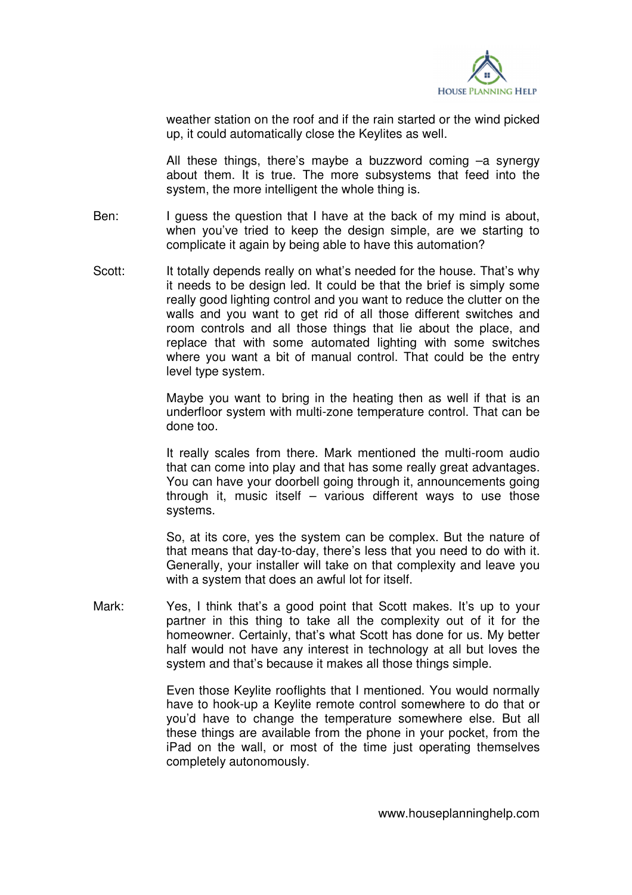weather station on the roof and if the rain started or the wind picked up, it could automatically close the Keylites as well.

All these things, there's maybe a buzzword coming –a synergy about them. It is true. The more subsystems that feed into the system, the more intelligent the whole thing is.

Ben: I guess the question that I have at the back of my mind is about, when you've tried to keep the design simple, are we starting to complicate it again by being able to have this automation?

Scott: It totally depends really on what's needed for the house. That's why it needs to be design led. It could be that the brief is simply some really good lighting control and you want to reduce the clutter on the walls and you want to get rid of all those different switches and room controls and all those things that lie about the place, and replace that with some automated lighting with some switches where you want a bit of manual control. That could be the entry level type system.

Maybe you want to bring in the heating then as well if that is an underfloor system with multi-zone temperature control. That can be done too.

It really scales from there. Mark mentioned the multi-room audio that can come into play and that has some really great advantages. You can have your doorbell going through it, announcements going through it, music itself – various different ways to use those systems.

So, at its core, yes the system can be complex. But the nature of that means that day-to-day, there's less that you need to do with it. Generally, your installer will take on that complexity and leave you with a system that does an awful lot for itself.

Mark: Yes, I think that's a good point that Scott makes. It's up to your partner in this thing to take all the complexity out of it for the homeowner. Certainly, that's what Scott has done for us. My better half would not have any interest in technology at all but loves the system and that's because it makes all those things simple.

Even those Keylite rooflights that I mentioned. You would normally have to hook-up a Keylite remote control somewhere to do that or you'd have to change the temperature somewhere else. But all these things are available from the phone in your pocket, from the iPad on the wall, or most of the time just operating themselves completely autonomously.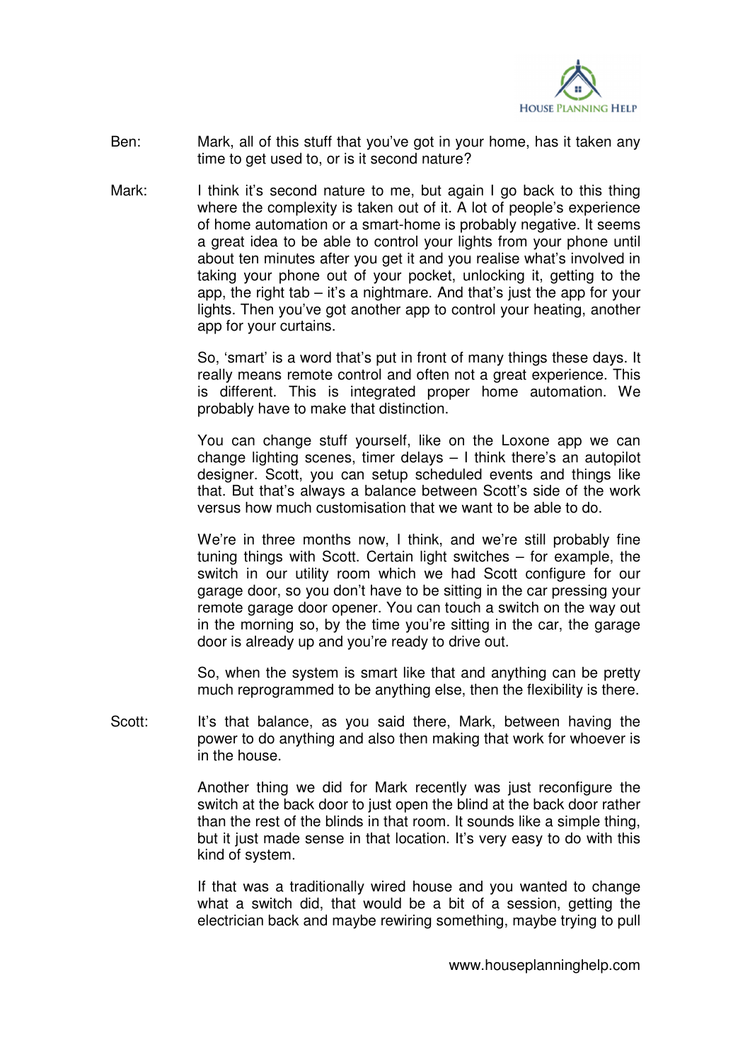Ben: Mark, all of this stuff that you've got in your home, has it taken any time to get used to, or is it second nature?

Mark: I think it's second nature to me, but again I go back to this thing where the complexity is taken out of it. A lot of people's experience of home automation or a smart-home is probably negative. It seems a great idea to be able to control your lights from your phone until about ten minutes after you get it and you realise what's involved in taking your phone out of your pocket, unlocking it, getting to the app, the right tab – it's a nightmare. And that's just the app for your lights. Then you've got another app to control your heating, another app for your curtains.

So, 'smart' is a word that's put in front of many things these days. It really means remote control and often not a great experience. This is different. This is integrated proper home automation. We probably have to make that distinction.

You can change stuff yourself, like on the Loxone app we can change lighting scenes, timer delays – I think there's an autopilot designer. Scott, you can setup scheduled events and things like that. But that's always a balance between Scott's side of the work versus how much customisation that we want to be able to do.

We're in three months now, I think, and we're still probably fine tuning things with Scott. Certain light switches – for example, the switch in our utility room which we had Scott configure for our garage door, so you don't have to be sitting in the car pressing your remote garage door opener. You can touch a switch on the way out in the morning so, by the time you're sitting in the car, the garage door is already up and you're ready to drive out.

So, when the system is smart like that and anything can be pretty much reprogrammed to be anything else, then the flexibility is there.

Scott: It's that balance, as you said there, Mark, between having the power to do anything and also then making that work for whoever is in the house.

Another thing we did for Mark recently was just reconfigure the switch at the back door to just open the blind at the back door rather than the rest of the blinds in that room. It sounds like a simple thing, but it just made sense in that location. It's very easy to do with this kind of system.

If that was a traditionally wired house and you wanted to change what a switch did, that would be a bit of a session, getting the electrician back and maybe rewiring something, maybe trying to pull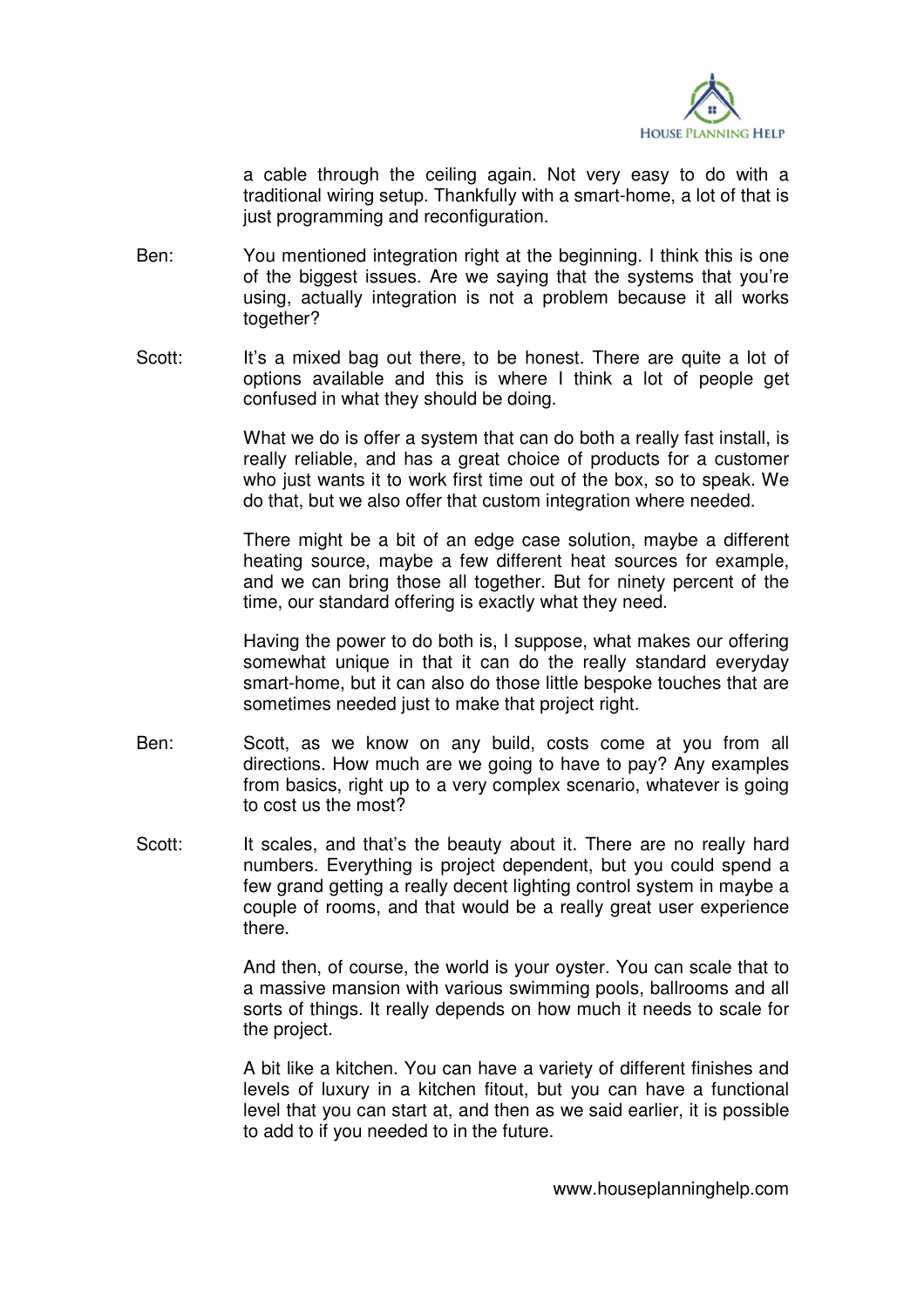a cable through the ceiling again. Not very easy to do with a traditional wiring setup. Thankfully with a smart-home, a lot of that is just programming and reconfiguration.

Ben: You mentioned integration right at the beginning. I think this is one of the biggest issues. Are we saying that the systems that you're using, actually integration is not a problem because it all works together?

Scott: It's a mixed bag out there, to be honest. There are quite a lot of options available and this is where I think a lot of people get confused in what they should be doing.

What we do is offer a system that can do both a really fast install, is really reliable, and has a great choice of products for a customer who just wants it to work first time out of the box, so to speak. We do that, but we also offer that custom integration where needed.

There might be a bit of an edge case solution, maybe a different heating source, maybe a few different heat sources for example, and we can bring those all together. But for ninety percent of the time, our standard offering is exactly what they need.

Having the power to do both is, I suppose, what makes our offering somewhat unique in that it can do the really standard everyday smart-home, but it can also do those little bespoke touches that are sometimes needed just to make that project right.

Ben: Scott, as we know on any build, costs come at you from all directions. How much are we going to have to pay? Any examples from basics, right up to a very complex scenario, whatever is going to cost us the most?

Scott: It scales, and that's the beauty about it. There are no really hard numbers. Everything is project dependent, but you could spend a few grand getting a really decent lighting control system in maybe a couple of rooms, and that would be a really great user experience there.

And then, of course, the world is your oyster. You can scale that to a massive mansion with various swimming pools, ballrooms and all sorts of things. It really depends on how much it needs to scale for the project.

A bit like a kitchen. You can have a variety of different finishes and levels of luxury in a kitchen fitout, but you can have a functional level that you can start at, and then as we said earlier, it is possible to add to if you needed to in the future.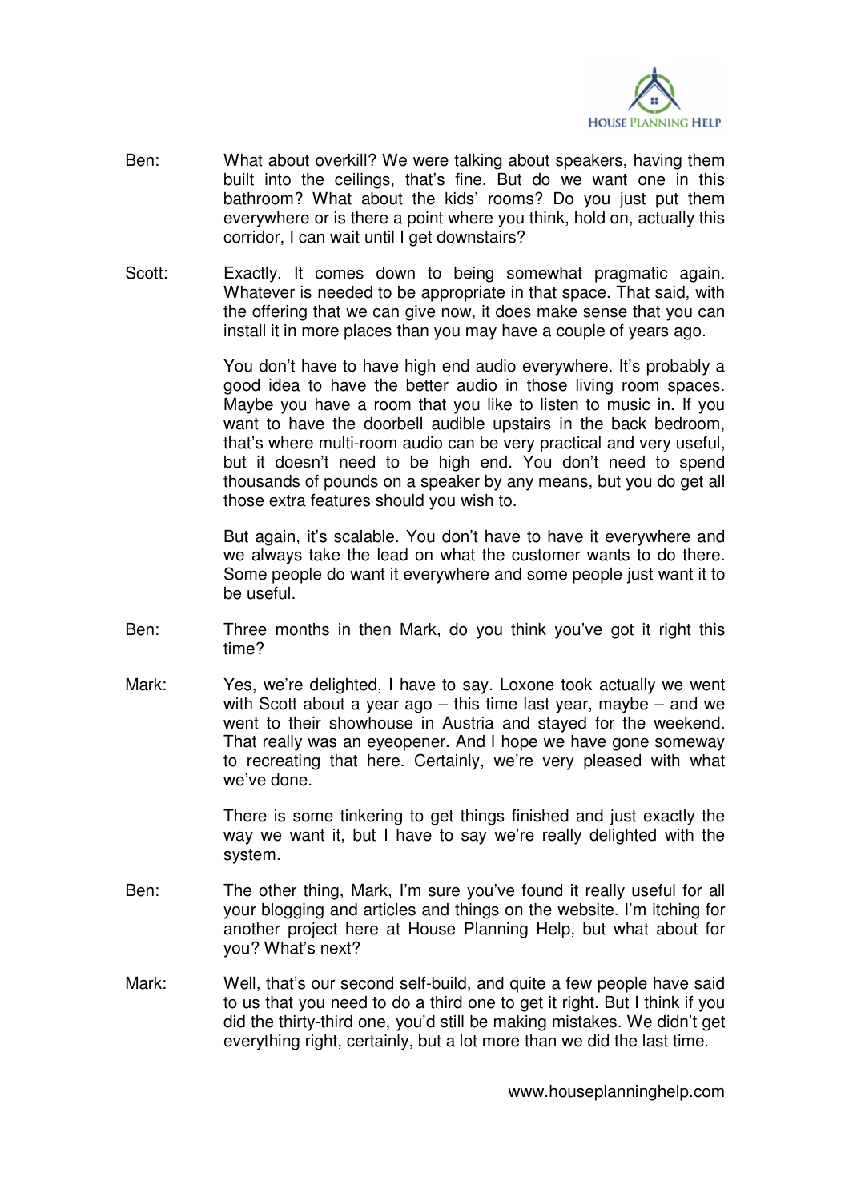Ben: What about overkill? We were talking about speakers, having them built into the ceilings, that's fine. But do we want one in this bathroom? What about the kids' rooms? Do you just put them everywhere or is there a point where you think, hold on, actually this corridor, I can wait until I get downstairs?

Scott: Exactly. It comes down to being somewhat pragmatic again. Whatever is needed to be appropriate in that space. That said, with the offering that we can give now, it does make sense that you can install it in more places than you may have a couple of years ago.

You don't have to have high end audio everywhere. It's probably a good idea to have the better audio in those living room spaces. Maybe you have a room that you like to listen to music in. If you want to have the doorbell audible upstairs in the back bedroom, that's where multi-room audio can be very practical and very useful, but it doesn't need to be high end. You don't need to spend thousands of pounds on a speaker by any means, but you do get all those extra features should you wish to.

But again, it's scalable. You don't have to have it everywhere and we always take the lead on what the customer wants to do there. Some people do want it everywhere and some people just want it to be useful.

Ben: Three months in then Mark, do you think you've got it right this time?

Mark: Yes, we're delighted, I have to say. Loxone took actually we went with Scott about a year ago – this time last year, maybe – and we went to their showhouse in Austria and stayed for the weekend. That really was an eyeopener. And I hope we have gone someway to recreating that here. Certainly, we're very pleased with what we've done.

There is some tinkering to get things finished and just exactly the way we want it, but I have to say we're really delighted with the system.

Ben: The other thing, Mark, I'm sure you've found it really useful for all your blogging and articles and things on the website. I'm itching for another project here at House Planning Help, but what about for you? What's next?

Mark: Well, that's our second self-build, and quite a few people have said to us that you need to do a third one to get it right. But I think if you did the thirty-third one, you'd still be making mistakes. We didn't get everything right, certainly, but a lot more than we did the last time.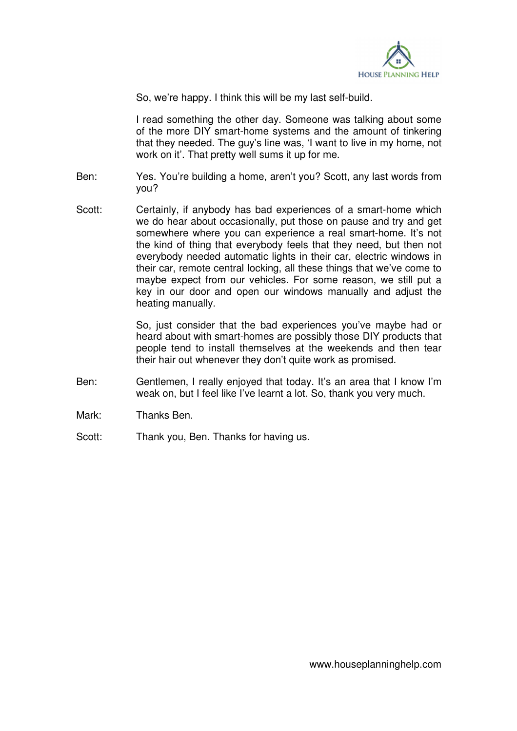So, we're happy. I think this will be my last self-build.

I read something the other day. Someone was talking about some of the more DIY smart-home systems and the amount of tinkering that they needed. The guy's line was, 'I want to live in my home, not work on it'. That pretty well sums it up for me.

Ben: Yes. You're building a home, aren't you? Scott, any last words from you?

Scott: Certainly, if anybody has bad experiences of a smart-home which we do hear about occasionally, put those on pause and try and get somewhere where you can experience a real smart-home. It's not the kind of thing that everybody feels that they need, but then not everybody needed automatic lights in their car, electric windows in their car, remote central locking, all these things that we've come to maybe expect from our vehicles. For some reason, we still put a key in our door and open our windows manually and adjust the heating manually.

So, just consider that the bad experiences you've maybe had or heard about with smart-homes are possibly those DIY products that people tend to install themselves at the weekends and then tear their hair out whenever they don't quite work as promised.

Ben: Gentlemen, I really enjoyed that today. It's an area that I know I'm weak on, but I feel like I've learnt a lot. So, thank you very much.

Mark: Thanks Ben.

Scott: Thank you, Ben. Thanks for having us.